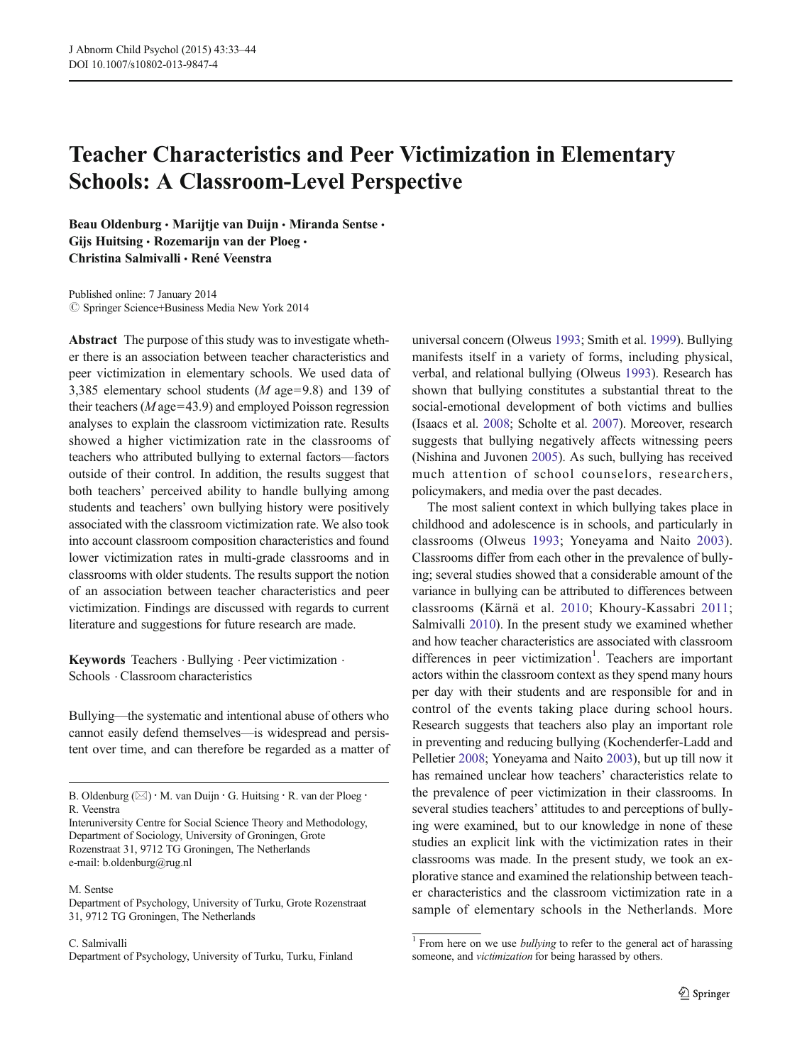# Teacher Characteristics and Peer Victimization in Elementary Schools: A Classroom-Level Perspective

**Beau Oldenburg · Marijtje van Duijn · Miranda Sentse · Gijs Huitsing · Rozemarijn van der Ploeg · Christina Salmivalli · René Veenstra**

Published online: 7 January 2014
© Springer Science+Business Media New York 2014

**Abstract** The purpose of this study was to investigate whether there is an association between teacher characteristics and peer victimization in elementary schools. We used data of 3,385 elementary school students (*M* age=9.8) and 139 of their teachers (*M* age=43.9) and employed Poisson regression analyses to explain the classroom victimization rate. Results showed a higher victimization rate in the classrooms of teachers who attributed bullying to external factors—factors outside of their control. In addition, the results suggest that both teachers' perceived ability to handle bullying among students and teachers' own bullying history were positively associated with the classroom victimization rate. We also took into account classroom composition characteristics and found lower victimization rates in multi-grade classrooms and in classrooms with older students. The results support the notion of an association between teacher characteristics and peer victimization. Findings are discussed with regards to current literature and suggestions for future research are made.

**Keywords** Teachers · Bullying · Peer victimization · Schools · Classroom characteristics

Bullying—the systematic and intentional abuse of others who cannot easily defend themselves—is widespread and persistent over time, and can therefore be regarded as a matter of universal concern (Olweus 1993; Smith et al. 1999). Bullying manifests itself in a variety of forms, including physical, verbal, and relational bullying (Olweus 1993). Research has shown that bullying constitutes a substantial threat to the social-emotional development of both victims and bullies (Isaacs et al. 2008; Scholte et al. 2007). Moreover, research suggests that bullying negatively affects witnessing peers (Nishina and Juvonen 2005). As such, bullying has received much attention of school counselors, researchers, policymakers, and media over the past decades.

The most salient context in which bullying takes place in childhood and adolescence is in schools, and particularly in classrooms (Olweus 1993; Yoneyama and Naito 2003). Classrooms differ from each other in the prevalence of bullying; several studies showed that a considerable amount of the variance in bullying can be attributed to differences between classrooms (Kärnä et al. 2010; Khoury-Kassabri 2011; Salmivalli 2010). In the present study we examined whether and how teacher characteristics are associated with classroom differences in peer victimization[1]. Teachers are important actors within the classroom context as they spend many hours per day with their students and are responsible for and in control of the events taking place during school hours. Research suggests that teachers also play an important role in preventing and reducing bullying (Kochenderfer-Ladd and Pelletier 2008; Yoneyama and Naito 2003), but up till now it has remained unclear how teachers' characteristics relate to the prevalence of peer victimization in their classrooms. In several studies teachers' attitudes to and perceptions of bullying were examined, but to our knowledge in none of these studies an explicit link with the victimization rates in their classrooms was made. In the present study, we took an explorative stance and examined the relationship between teacher characteristics and the classroom victimization rate in a sample of elementary schools in the Netherlands. More

[1] From here on we use *bullying* to refer to the general act of harassing someone, and *victimization* for being harassed by others.

B. Oldenburg (✉) · M. van Duijn · G. Huitsing · R. van der Ploeg · R. Veenstra
Interuniversity Centre for Social Science Theory and Methodology, Department of Sociology, University of Groningen, Grote Rozenstraat 31, 9712 TG Groningen, The Netherlands
e-mail: b.oldenburg@rug.nl

M. Sentse
Department of Psychology, University of Turku, Grote Rozenstraat 31, 9712 TG Groningen, The Netherlands

C. Salmivalli
Department of Psychology, University of Turku, Turku, Finland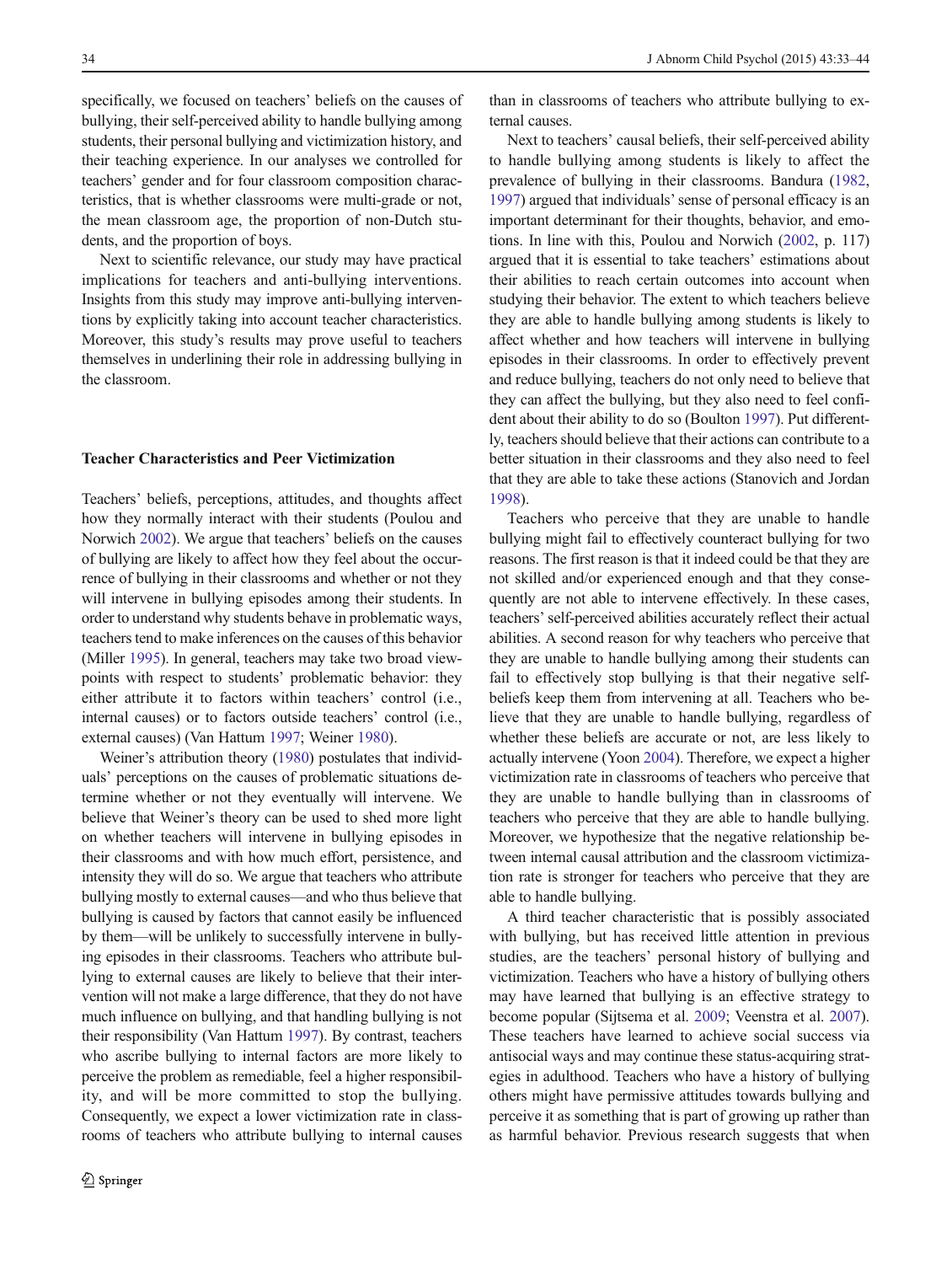specifically, we focused on teachers' beliefs on the causes of bullying, their self-perceived ability to handle bullying among students, their personal bullying and victimization history, and their teaching experience. In our analyses we controlled for teachers' gender and for four classroom composition characteristics, that is whether classrooms were multi-grade or not, the mean classroom age, the proportion of non-Dutch students, and the proportion of boys.

Next to scientific relevance, our study may have practical implications for teachers and anti-bullying interventions. Insights from this study may improve anti-bullying interventions by explicitly taking into account teacher characteristics. Moreover, this study's results may prove useful to teachers themselves in underlining their role in addressing bullying in the classroom.

## Teacher Characteristics and Peer Victimization

Teachers' beliefs, perceptions, attitudes, and thoughts affect how they normally interact with their students (Poulou and Norwich 2002). We argue that teachers' beliefs on the causes of bullying are likely to affect how they feel about the occurrence of bullying in their classrooms and whether or not they will intervene in bullying episodes among their students. In order to understand why students behave in problematic ways, teachers tend to make inferences on the causes of this behavior (Miller 1995). In general, teachers may take two broad viewpoints with respect to students' problematic behavior: they either attribute it to factors within teachers' control (i.e., internal causes) or to factors outside teachers' control (i.e., external causes) (Van Hattum 1997; Weiner 1980).

Weiner's attribution theory (1980) postulates that individuals' perceptions on the causes of problematic situations determine whether or not they eventually will intervene. We believe that Weiner's theory can be used to shed more light on whether teachers will intervene in bullying episodes in their classrooms and with how much effort, persistence, and intensity they will do so. We argue that teachers who attribute bullying mostly to external causes—and who thus believe that bullying is caused by factors that cannot easily be influenced by them—will be unlikely to successfully intervene in bullying episodes in their classrooms. Teachers who attribute bullying to external causes are likely to believe that their intervention will not make a large difference, that they do not have much influence on bullying, and that handling bullying is not their responsibility (Van Hattum 1997). By contrast, teachers who ascribe bullying to internal factors are more likely to perceive the problem as remediable, feel a higher responsibility, and will be more committed to stop the bullying. Consequently, we expect a lower victimization rate in classrooms of teachers who attribute bullying to internal causes than in classrooms of teachers who attribute bullying to external causes.

Next to teachers' causal beliefs, their self-perceived ability to handle bullying among students is likely to affect the prevalence of bullying in their classrooms. Bandura (1982, 1997) argued that individuals' sense of personal efficacy is an important determinant for their thoughts, behavior, and emotions. In line with this, Poulou and Norwich (2002, p. 117) argued that it is essential to take teachers' estimations about their abilities to reach certain outcomes into account when studying their behavior. The extent to which teachers believe they are able to handle bullying among students is likely to affect whether and how teachers will intervene in bullying episodes in their classrooms. In order to effectively prevent and reduce bullying, teachers do not only need to believe that they can affect the bullying, but they also need to feel confident about their ability to do so (Boulton 1997). Put differently, teachers should believe that their actions can contribute to a better situation in their classrooms and they also need to feel that they are able to take these actions (Stanovich and Jordan 1998).

Teachers who perceive that they are unable to handle bullying might fail to effectively counteract bullying for two reasons. The first reason is that it indeed could be that they are not skilled and/or experienced enough and that they consequently are not able to intervene effectively. In these cases, teachers' self-perceived abilities accurately reflect their actual abilities. A second reason for why teachers who perceive that they are unable to handle bullying among their students can fail to effectively stop bullying is that their negative self-beliefs keep them from intervening at all. Teachers who believe that they are unable to handle bullying, regardless of whether these beliefs are accurate or not, are less likely to actually intervene (Yoon 2004). Therefore, we expect a higher victimization rate in classrooms of teachers who perceive that they are unable to handle bullying than in classrooms of teachers who perceive that they are able to handle bullying. Moreover, we hypothesize that the negative relationship between internal causal attribution and the classroom victimization rate is stronger for teachers who perceive that they are able to handle bullying.

A third teacher characteristic that is possibly associated with bullying, but has received little attention in previous studies, are the teachers' personal history of bullying and victimization. Teachers who have a history of bullying others may have learned that bullying is an effective strategy to become popular (Sijtsema et al. 2009; Veenstra et al. 2007). These teachers have learned to achieve social success via antisocial ways and may continue these status-acquiring strategies in adulthood. Teachers who have a history of bullying others might have permissive attitudes towards bullying and perceive it as something that is part of growing up rather than as harmful behavior. Previous research suggests that when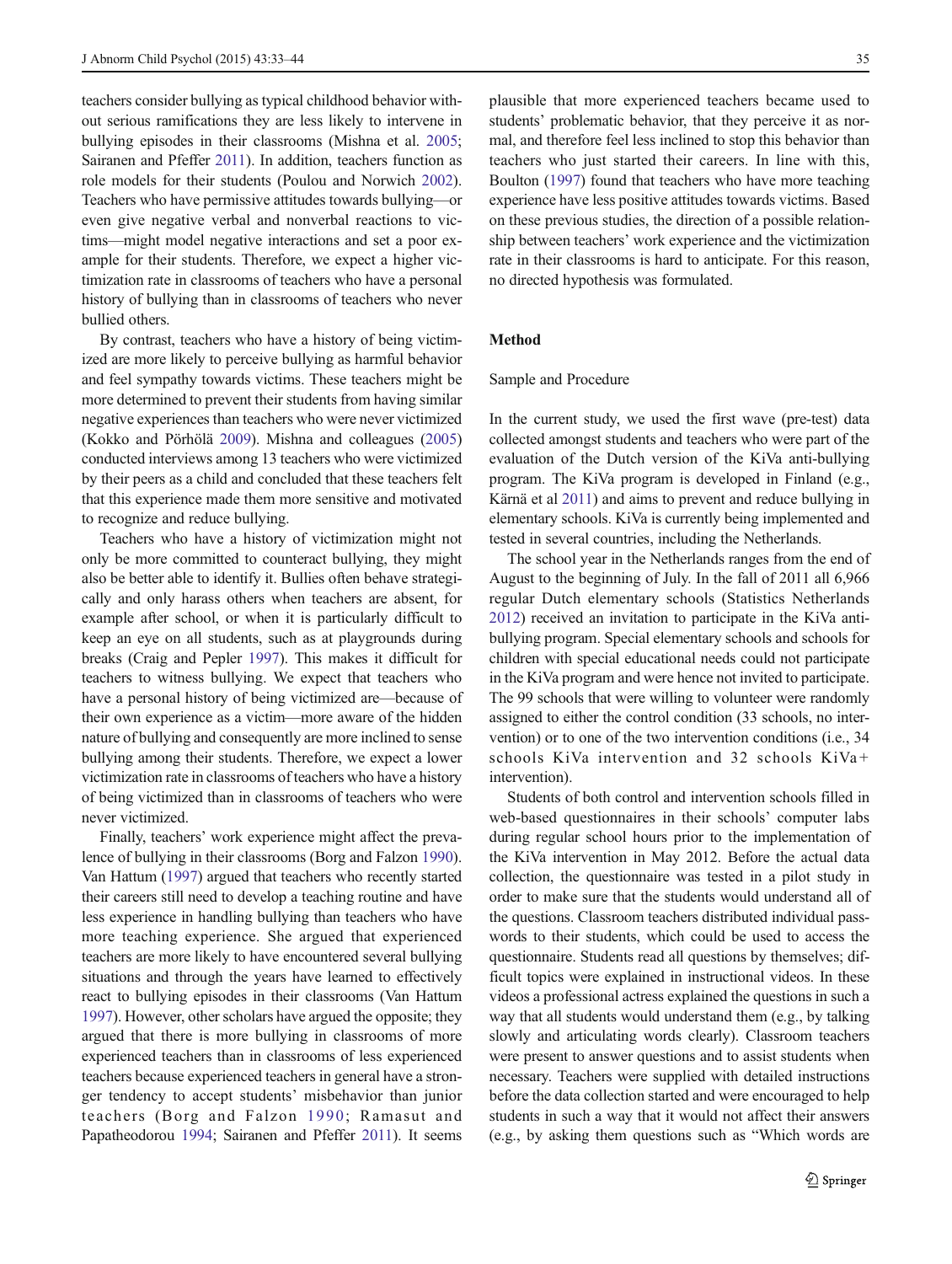teachers consider bullying as typical childhood behavior without serious ramifications they are less likely to intervene in bullying episodes in their classrooms (Mishna et al. 2005; Sairanen and Pfeffer 2011). In addition, teachers function as role models for their students (Poulou and Norwich 2002). Teachers who have permissive attitudes towards bullying—or even give negative verbal and nonverbal reactions to victims—might model negative interactions and set a poor example for their students. Therefore, we expect a higher victimization rate in classrooms of teachers who have a personal history of bullying than in classrooms of teachers who never bullied others.

By contrast, teachers who have a history of being victimized are more likely to perceive bullying as harmful behavior and feel sympathy towards victims. These teachers might be more determined to prevent their students from having similar negative experiences than teachers who were never victimized (Kokko and Pörhölä 2009). Mishna and colleagues (2005) conducted interviews among 13 teachers who were victimized by their peers as a child and concluded that these teachers felt that this experience made them more sensitive and motivated to recognize and reduce bullying.

Teachers who have a history of victimization might not only be more committed to counteract bullying, they might also be better able to identify it. Bullies often behave strategically and only harass others when teachers are absent, for example after school, or when it is particularly difficult to keep an eye on all students, such as at playgrounds during breaks (Craig and Pepler 1997). This makes it difficult for teachers to witness bullying. We expect that teachers who have a personal history of being victimized are—because of their own experience as a victim—more aware of the hidden nature of bullying and consequently are more inclined to sense bullying among their students. Therefore, we expect a lower victimization rate in classrooms of teachers who have a history of being victimized than in classrooms of teachers who were never victimized.

Finally, teachers' work experience might affect the prevalence of bullying in their classrooms (Borg and Falzon 1990). Van Hattum (1997) argued that teachers who recently started their careers still need to develop a teaching routine and have less experience in handling bullying than teachers who have more teaching experience. She argued that experienced teachers are more likely to have encountered several bullying situations and through the years have learned to effectively react to bullying episodes in their classrooms (Van Hattum 1997). However, other scholars have argued the opposite; they argued that there is more bullying in classrooms of more experienced teachers than in classrooms of less experienced teachers because experienced teachers in general have a stronger tendency to accept students' misbehavior than junior teachers (Borg and Falzon 1990; Ramasut and Papatheodorou 1994; Sairanen and Pfeffer 2011). It seems plausible that more experienced teachers became used to students' problematic behavior, that they perceive it as normal, and therefore feel less inclined to stop this behavior than teachers who just started their careers. In line with this, Boulton (1997) found that teachers who have more teaching experience have less positive attitudes towards victims. Based on these previous studies, the direction of a possible relationship between teachers' work experience and the victimization rate in their classrooms is hard to anticipate. For this reason, no directed hypothesis was formulated.

## Method

### Sample and Procedure

In the current study, we used the first wave (pre-test) data collected amongst students and teachers who were part of the evaluation of the Dutch version of the KiVa anti-bullying program. The KiVa program is developed in Finland (e.g., Kärnä et al 2011) and aims to prevent and reduce bullying in elementary schools. KiVa is currently being implemented and tested in several countries, including the Netherlands.

The school year in the Netherlands ranges from the end of August to the beginning of July. In the fall of 2011 all 6,966 regular Dutch elementary schools (Statistics Netherlands 2012) received an invitation to participate in the KiVa anti-bullying program. Special elementary schools and schools for children with special educational needs could not participate in the KiVa program and were hence not invited to participate. The 99 schools that were willing to volunteer were randomly assigned to either the control condition (33 schools, no intervention) or to one of the two intervention conditions (i.e., 34 schools KiVa intervention and 32 schools KiVa+ intervention).

Students of both control and intervention schools filled in web-based questionnaires in their schools' computer labs during regular school hours prior to the implementation of the KiVa intervention in May 2012. Before the actual data collection, the questionnaire was tested in a pilot study in order to make sure that the students would understand all of the questions. Classroom teachers distributed individual passwords to their students, which could be used to access the questionnaire. Students read all questions by themselves; difficult topics were explained in instructional videos. In these videos a professional actress explained the questions in such a way that all students would understand them (e.g., by talking slowly and articulating words clearly). Classroom teachers were present to answer questions and to assist students when necessary. Teachers were supplied with detailed instructions before the data collection started and were encouraged to help students in such a way that it would not affect their answers (e.g., by asking them questions such as "Which words are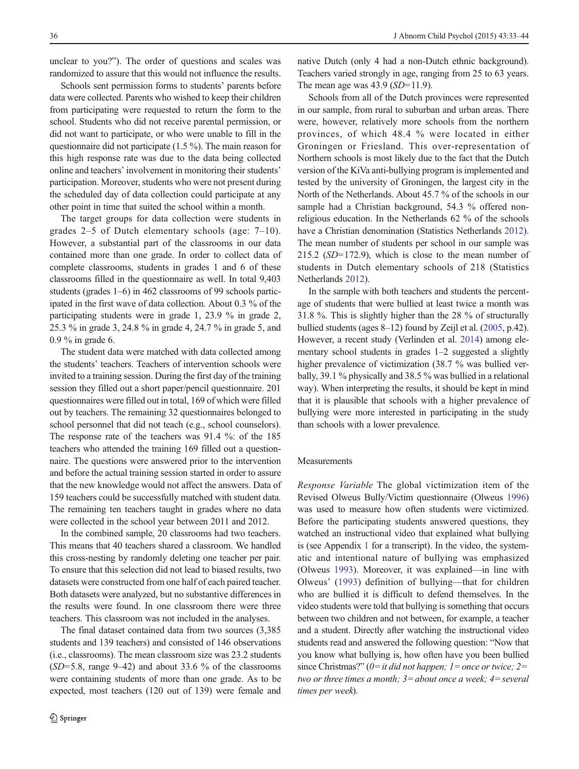unclear to you?"). The order of questions and scales was randomized to assure that this would not influence the results.

Schools sent permission forms to students' parents before data were collected. Parents who wished to keep their children from participating were requested to return the form to the school. Students who did not receive parental permission, or did not want to participate, or who were unable to fill in the questionnaire did not participate (1.5 %). The main reason for this high response rate was due to the data being collected online and teachers' involvement in monitoring their students' participation. Moreover, students who were not present during the scheduled day of data collection could participate at any other point in time that suited the school within a month.

The target groups for data collection were students in grades 2–5 of Dutch elementary schools (age: 7–10). However, a substantial part of the classrooms in our data contained more than one grade. In order to collect data of complete classrooms, students in grades 1 and 6 of these classrooms filled in the questionnaire as well. In total 9,403 students (grades 1–6) in 462 classrooms of 99 schools participated in the first wave of data collection. About 0.3 % of the participating students were in grade 1, 23.9 % in grade 2, 25.3 % in grade 3, 24.8 % in grade 4, 24.7 % in grade 5, and 0.9 % in grade 6.

The student data were matched with data collected among the students' teachers. Teachers of intervention schools were invited to a training session. During the first day of the training session they filled out a short paper/pencil questionnaire. 201 questionnaires were filled out in total, 169 of which were filled out by teachers. The remaining 32 questionnaires belonged to school personnel that did not teach (e.g., school counselors). The response rate of the teachers was 91.4 %: of the 185 teachers who attended the training 169 filled out a questionnaire. The questions were answered prior to the intervention and before the actual training session started in order to assure that the new knowledge would not affect the answers. Data of 159 teachers could be successfully matched with student data. The remaining ten teachers taught in grades where no data were collected in the school year between 2011 and 2012.

In the combined sample, 20 classrooms had two teachers. This means that 40 teachers shared a classroom. We handled this cross-nesting by randomly deleting one teacher per pair. To ensure that this selection did not lead to biased results, two datasets were constructed from one half of each paired teacher. Both datasets were analyzed, but no substantive differences in the results were found. In one classroom there were three teachers. This classroom was not included in the analyses.

The final dataset contained data from two sources (3,385 students and 139 teachers) and consisted of 146 observations (i.e., classrooms). The mean classroom size was 23.2 students (*SD*=5.8, range 9–42) and about 33.6 % of the classrooms were containing students of more than one grade. As to be expected, most teachers (120 out of 139) were female and native Dutch (only 4 had a non-Dutch ethnic background). Teachers varied strongly in age, ranging from 25 to 63 years. The mean age was 43.9 (*SD*=11.9).

Schools from all of the Dutch provinces were represented in our sample, from rural to suburban and urban areas. There were, however, relatively more schools from the northern provinces, of which 48.4 % were located in either Groningen or Friesland. This over-representation of Northern schools is most likely due to the fact that the Dutch version of the KiVa anti-bullying program is implemented and tested by the university of Groningen, the largest city in the North of the Netherlands. About 45.7 % of the schools in our sample had a Christian background, 54.3 % offered non-religious education. In the Netherlands 62 % of the schools have a Christian denomination (Statistics Netherlands 2012). The mean number of students per school in our sample was 215.2 (*SD*=172.9), which is close to the mean number of students in Dutch elementary schools of 218 (Statistics Netherlands 2012).

In the sample with both teachers and students the percentage of students that were bullied at least twice a month was 31.8 %. This is slightly higher than the 28 % of structurally bullied students (ages 8–12) found by Zeijl et al. (2005, p.42). However, a recent study (Verlinden et al. 2014) among elementary school students in grades 1–2 suggested a slightly higher prevalence of victimization (38.7 % was bullied verbally, 39.1 % physically and 38.5 % was bullied in a relational way). When interpreting the results, it should be kept in mind that it is plausible that schools with a higher prevalence of bullying were more interested in participating in the study than schools with a lower prevalence.

## Measurements

*Response Variable* The global victimization item of the Revised Olweus Bully/Victim questionnaire (Olweus 1996) was used to measure how often students were victimized. Before the participating students answered questions, they watched an instructional video that explained what bullying is (see Appendix 1 for a transcript). In the video, the systematic and intentional nature of bullying was emphasized (Olweus 1993). Moreover, it was explained—in line with Olweus' (1993) definition of bullying—that for children who are bullied it is difficult to defend themselves. In the video students were told that bullying is something that occurs between two children and not between, for example, a teacher and a student. Directly after watching the instructional video students read and answered the following question: "Now that you know what bullying is, how often have you been bullied since Christmas?" (*0= it did not happen; 1= once or twice; 2= two or three times a month; 3= about once a week; 4= several times per week*).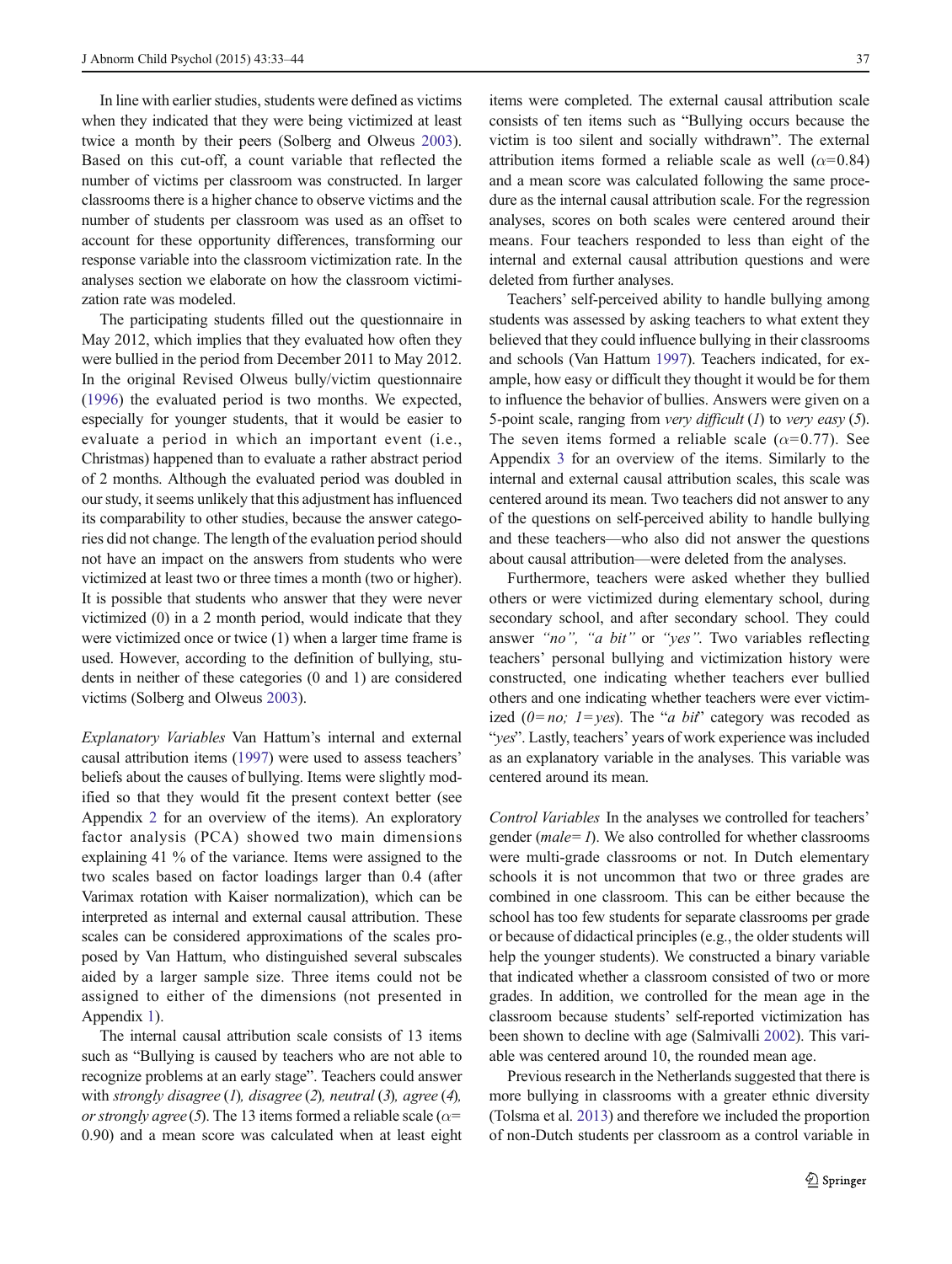In line with earlier studies, students were defined as victims when they indicated that they were being victimized at least twice a month by their peers (Solberg and Olweus 2003). Based on this cut-off, a count variable that reflected the number of victims per classroom was constructed. In larger classrooms there is a higher chance to observe victims and the number of students per classroom was used as an offset to account for these opportunity differences, transforming our response variable into the classroom victimization rate. In the analyses section we elaborate on how the classroom victimization rate was modeled.

The participating students filled out the questionnaire in May 2012, which implies that they evaluated how often they were bullied in the period from December 2011 to May 2012. In the original Revised Olweus bully/victim questionnaire (1996) the evaluated period is two months. We expected, especially for younger students, that it would be easier to evaluate a period in which an important event (i.e., Christmas) happened than to evaluate a rather abstract period of 2 months. Although the evaluated period was doubled in our study, it seems unlikely that this adjustment has influenced its comparability to other studies, because the answer categories did not change. The length of the evaluation period should not have an impact on the answers from students who were victimized at least two or three times a month (two or higher). It is possible that students who answer that they were never victimized (0) in a 2 month period, would indicate that they were victimized once or twice (1) when a larger time frame is used. However, according to the definition of bullying, students in neither of these categories (0 and 1) are considered victims (Solberg and Olweus 2003).

*Explanatory Variables* Van Hattum's internal and external causal attribution items (1997) were used to assess teachers' beliefs about the causes of bullying. Items were slightly modified so that they would fit the present context better (see Appendix 2 for an overview of the items). An exploratory factor analysis (PCA) showed two main dimensions explaining 41 % of the variance. Items were assigned to the two scales based on factor loadings larger than 0.4 (after Varimax rotation with Kaiser normalization), which can be interpreted as internal and external causal attribution. These scales can be considered approximations of the scales proposed by Van Hattum, who distinguished several subscales aided by a larger sample size. Three items could not be assigned to either of the dimensions (not presented in Appendix 1).

The internal causal attribution scale consists of 13 items such as "Bullying is caused by teachers who are not able to recognize problems at an early stage". Teachers could answer with *strongly disagree* (*1*), *disagree* (*2*), *neutral* (*3*), *agree* (*4*), *or strongly agree* (*5*). The 13 items formed a reliable scale ($\alpha$= 0.90) and a mean score was calculated when at least eight items were completed. The external causal attribution scale consists of ten items such as "Bullying occurs because the victim is too silent and socially withdrawn". The external attribution items formed a reliable scale as well ($\alpha$=0.84) and a mean score was calculated following the same procedure as the internal causal attribution scale. For the regression analyses, scores on both scales were centered around their means. Four teachers responded to less than eight of the internal and external causal attribution questions and were deleted from further analyses.

Teachers' self-perceived ability to handle bullying among students was assessed by asking teachers to what extent they believed that they could influence bullying in their classrooms and schools (Van Hattum 1997). Teachers indicated, for example, how easy or difficult they thought it would be for them to influence the behavior of bullies. Answers were given on a 5-point scale, ranging from *very difficult* (*1*) to *very easy* (*5*). The seven items formed a reliable scale ($\alpha$=0.77). See Appendix 3 for an overview of the items. Similarly to the internal and external causal attribution scales, this scale was centered around its mean. Two teachers did not answer to any of the questions on self-perceived ability to handle bullying and these teachers—who also did not answer the questions about causal attribution—were deleted from the analyses.

Furthermore, teachers were asked whether they bullied others or were victimized during elementary school, during secondary school, and after secondary school. They could answer *"no", "a bit"* or *"yes"*. Two variables reflecting teachers' personal bullying and victimization history were constructed, one indicating whether teachers ever bullied others and one indicating whether teachers were ever victimized (*0=no; 1=yes*). The "*a bit*" category was recoded as "*yes*". Lastly, teachers' years of work experience was included as an explanatory variable in the analyses. This variable was centered around its mean.

*Control Variables* In the analyses we controlled for teachers' gender (*male=1*). We also controlled for whether classrooms were multi-grade classrooms or not. In Dutch elementary schools it is not uncommon that two or three grades are combined in one classroom. This can be either because the school has too few students for separate classrooms per grade or because of didactical principles (e.g., the older students will help the younger students). We constructed a binary variable that indicated whether a classroom consisted of two or more grades. In addition, we controlled for the mean age in the classroom because students' self-reported victimization has been shown to decline with age (Salmivalli 2002). This variable was centered around 10, the rounded mean age.

Previous research in the Netherlands suggested that there is more bullying in classrooms with a greater ethnic diversity (Tolsma et al. 2013) and therefore we included the proportion of non-Dutch students per classroom as a control variable in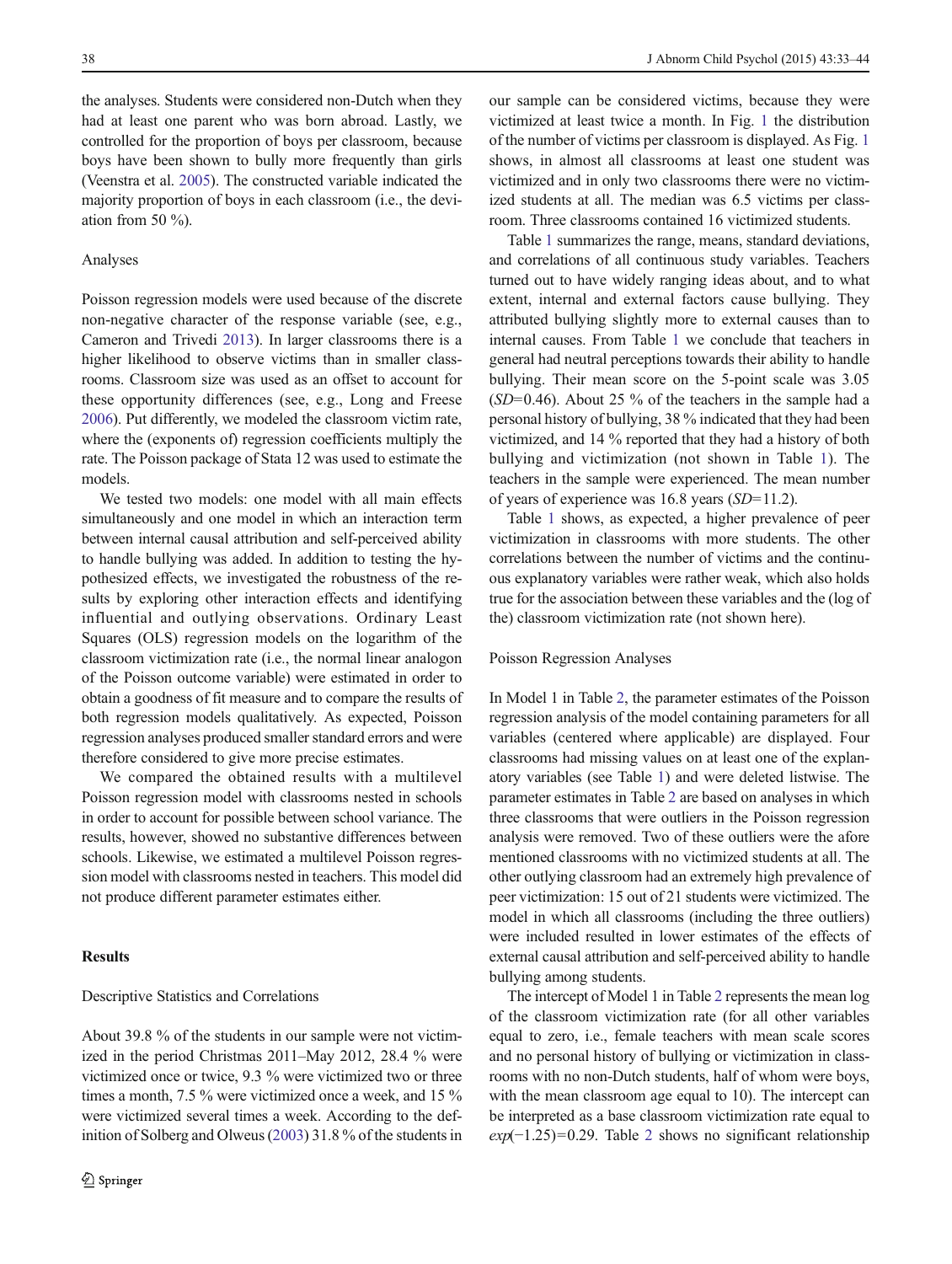the analyses. Students were considered non-Dutch when they had at least one parent who was born abroad. Lastly, we controlled for the proportion of boys per classroom, because boys have been shown to bully more frequently than girls (Veenstra et al. 2005). The constructed variable indicated the majority proportion of boys in each classroom (i.e., the deviation from 50 %).

### Analyses

Poisson regression models were used because of the discrete non-negative character of the response variable (see, e.g., Cameron and Trivedi 2013). In larger classrooms there is a higher likelihood to observe victims than in smaller classrooms. Classroom size was used as an offset to account for these opportunity differences (see, e.g., Long and Freese 2006). Put differently, we modeled the classroom victim rate, where the (exponents of) regression coefficients multiply the rate. The Poisson package of Stata 12 was used to estimate the models.

We tested two models: one model with all main effects simultaneously and one model in which an interaction term between internal causal attribution and self-perceived ability to handle bullying was added. In addition to testing the hypothesized effects, we investigated the robustness of the results by exploring other interaction effects and identifying influential and outlying observations. Ordinary Least Squares (OLS) regression models on the logarithm of the classroom victimization rate (i.e., the normal linear analogon of the Poisson outcome variable) were estimated in order to obtain a goodness of fit measure and to compare the results of both regression models qualitatively. As expected, Poisson regression analyses produced smaller standard errors and were therefore considered to give more precise estimates.

We compared the obtained results with a multilevel Poisson regression model with classrooms nested in schools in order to account for possible between school variance. The results, however, showed no substantive differences between schools. Likewise, we estimated a multilevel Poisson regression model with classrooms nested in teachers. This model did not produce different parameter estimates either.

## Results

### Descriptive Statistics and Correlations

About 39.8 % of the students in our sample were not victimized in the period Christmas 2011–May 2012, 28.4 % were victimized once or twice, 9.3 % were victimized two or three times a month, 7.5 % were victimized once a week, and 15 % were victimized several times a week. According to the definition of Solberg and Olweus (2003) 31.8 % of the students in our sample can be considered victims, because they were victimized at least twice a month. In Fig. 1 the distribution of the number of victims per classroom is displayed. As Fig. 1 shows, in almost all classrooms at least one student was victimized and in only two classrooms there were no victimized students at all. The median was 6.5 victims per classroom. Three classrooms contained 16 victimized students.

Table 1 summarizes the range, means, standard deviations, and correlations of all continuous study variables. Teachers turned out to have widely ranging ideas about, and to what extent, internal and external factors cause bullying. They attributed bullying slightly more to external causes than to internal causes. From Table 1 we conclude that teachers in general had neutral perceptions towards their ability to handle bullying. Their mean score on the 5-point scale was 3.05 ($SD$=0.46). About 25 % of the teachers in the sample had a personal history of bullying, 38 % indicated that they had been victimized, and 14 % reported that they had a history of both bullying and victimization (not shown in Table 1). The teachers in the sample were experienced. The mean number of years of experience was 16.8 years ($SD$=11.2).

Table 1 shows, as expected, a higher prevalence of peer victimization in classrooms with more students. The other correlations between the number of victims and the continuous explanatory variables were rather weak, which also holds true for the association between these variables and the (log of the) classroom victimization rate (not shown here).

### Poisson Regression Analyses

In Model 1 in Table 2, the parameter estimates of the Poisson regression analysis of the model containing parameters for all variables (centered where applicable) are displayed. Four classrooms had missing values on at least one of the explanatory variables (see Table 1) and were deleted listwise. The parameter estimates in Table 2 are based on analyses in which three classrooms that were outliers in the Poisson regression analysis were removed. Two of these outliers were the afore mentioned classrooms with no victimized students at all. The other outlying classroom had an extremely high prevalence of peer victimization: 15 out of 21 students were victimized. The model in which all classrooms (including the three outliers) were included resulted in lower estimates of the effects of external causal attribution and self-perceived ability to handle bullying among students.

The intercept of Model 1 in Table 2 represents the mean log of the classroom victimization rate (for all other variables equal to zero, i.e., female teachers with mean scale scores and no personal history of bullying or victimization in classrooms with no non-Dutch students, half of whom were boys, with the mean classroom age equal to 10). The intercept can be interpreted as a base classroom victimization rate equal to $exp(-1.25)=0.29$. Table 2 shows no significant relationship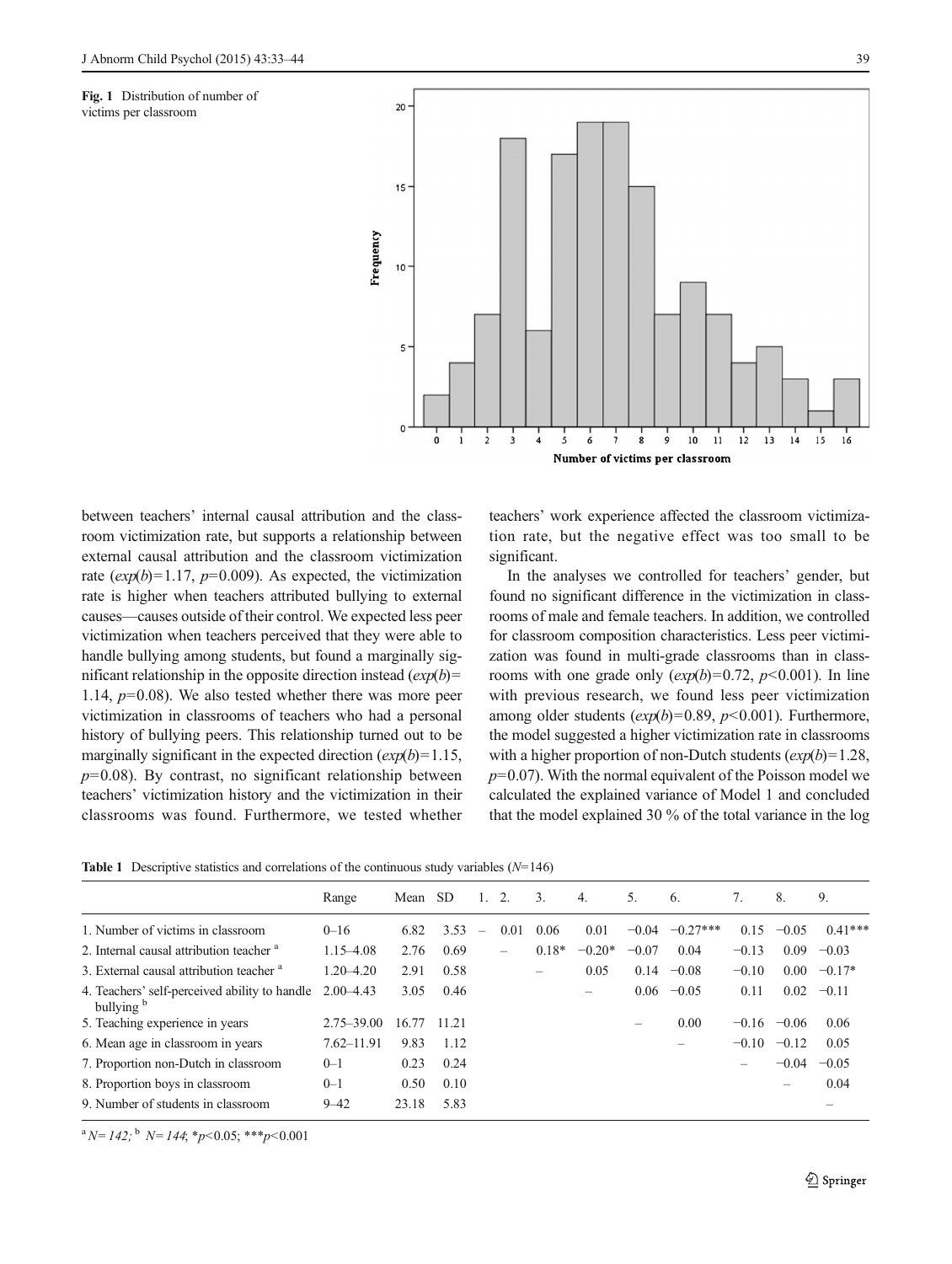Fig. 1 Distribution of number of victims per classroom

between teachers' internal causal attribution and the classroom victimization rate, but supports a relationship between external causal attribution and the classroom victimization rate ($exp(b)=1.17$, $p=0.009$). As expected, the victimization rate is higher when teachers attributed bullying to external causes—causes outside of their control. We expected less peer victimization when teachers perceived that they were able to handle bullying among students, but found a marginally significant relationship in the opposite direction instead ($exp(b)=1.14$, $p=0.08$). We also tested whether there was more peer victimization in classrooms of teachers who had a personal history of bullying peers. This relationship turned out to be marginally significant in the expected direction ($exp(b)=1.15$, $p=0.08$). By contrast, no significant relationship between teachers' victimization history and the victimization in their classrooms was found. Furthermore, we tested whether teachers' work experience affected the classroom victimization rate, but the negative effect was too small to be significant.

In the analyses we controlled for teachers' gender, but found no significant difference in the victimization in classrooms of male and female teachers. In addition, we controlled for classroom composition characteristics. Less peer victimization was found in multi-grade classrooms than in classrooms with one grade only ($exp(b)=0.72$, $p<0.001$). In line with previous research, we found less peer victimization among older students ($exp(b)=0.89$, $p<0.001$). Furthermore, the model suggested a higher victimization rate in classrooms with a higher proportion of non-Dutch students ($exp(b)=1.28$, $p=0.07$). With the normal equivalent of the Poisson model we calculated the explained variance of Model 1 and concluded that the model explained 30 % of the total variance in the log

**Table 1** Descriptive statistics and correlations of the continuous study variables ($N=146$)

| | Range | Mean | SD | 1. | 2. | 3. | 4. | 5. | 6. | 7. | 8. | 9. |
|---|---|---|---|---|---|---|---|---|---|---|---|---|
| 1. Number of victims in classroom | 0–16 | 6.82 | 3.53 | – | 0.01 | 0.06 | 0.01 | −0.04 | −0.27*** | 0.15 | −0.05 | 0.41*** |
| 2. Internal causal attribution teacher [a] | 1.15–4.08 | 2.76 | 0.69 | | – | 0.18* | −0.20* | −0.07 | 0.04 | −0.13 | 0.09 | −0.03 |
| 3. External causal attribution teacher [a] | 1.20–4.20 | 2.91 | 0.58 | | | – | 0.05 | 0.14 | −0.08 | −0.10 | 0.00 | −0.17* |
| 4. Teachers' self-perceived ability to handle bullying [b] | 2.00–4.43 | 3.05 | 0.46 | | | | – | 0.06 | −0.05 | 0.11 | 0.02 | −0.11 |
| 5. Teaching experience in years | 2.75–39.00 | 16.77 | 11.21 | | | | | – | 0.00 | −0.16 | −0.06 | 0.06 |
| 6. Mean age in classroom in years | 7.62–11.91 | 9.83 | 1.12 | | | | | | – | −0.10 | −0.12 | 0.05 |
| 7. Proportion non-Dutch in classroom | 0–1 | 0.23 | 0.24 | | | | | | | – | −0.04 | −0.05 |
| 8. Proportion boys in classroom | 0–1 | 0.50 | 0.10 | | | | | | | | – | 0.04 |
| 9. Number of students in classroom | 9–42 | 23.18 | 5.83 | | | | | | | | | – |

[a] $N=142$; [b] $N=144$; *$p<0.05$; ***$p<0.001$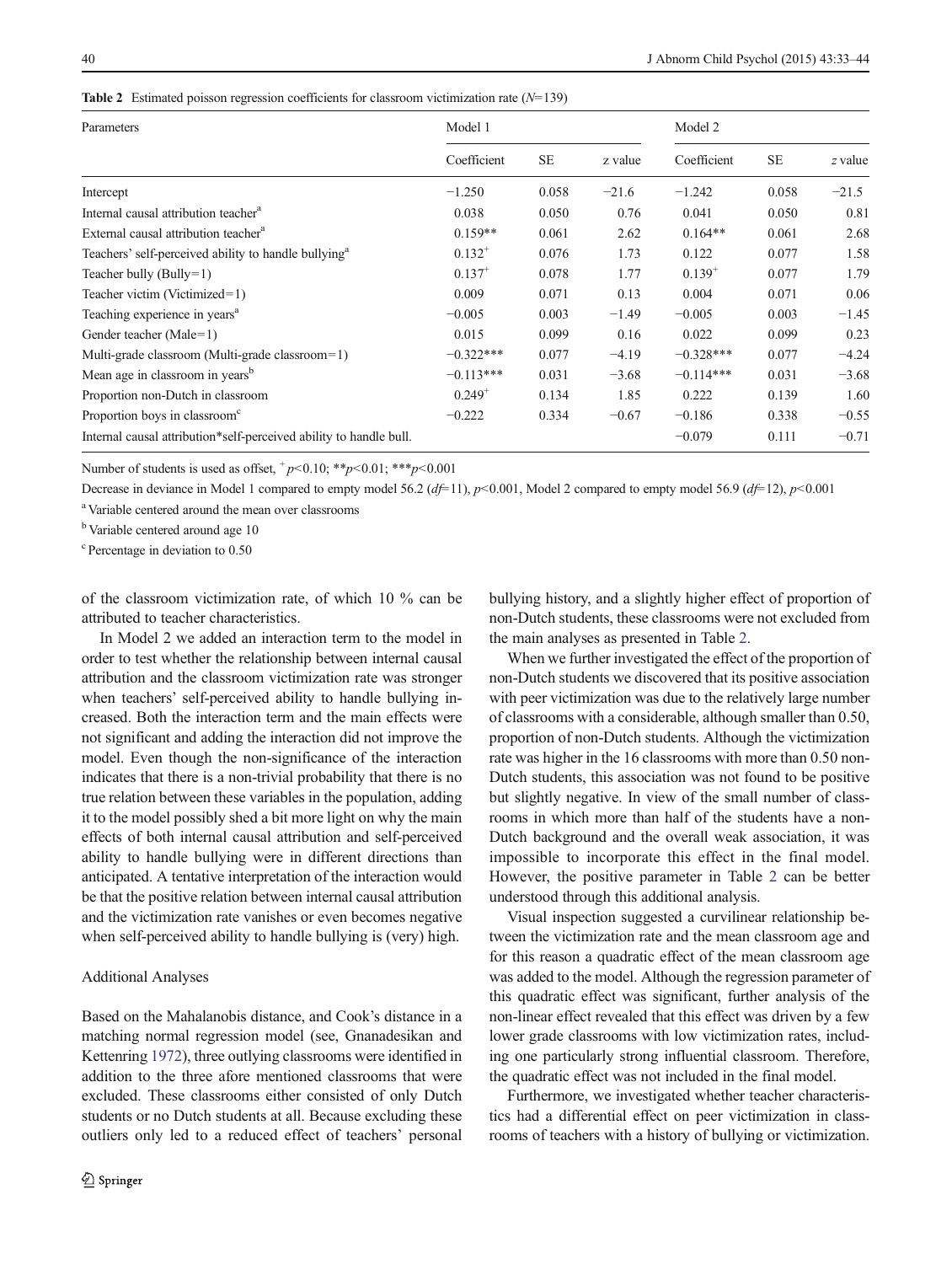**Table 2** Estimated poisson regression coefficients for classroom victimization rate ($N$=139)

| Parameters | Model 1 | | | Model 2 | | |
|---|---|---|---|---|---|---|
| | Coefficient | SE | z value | Coefficient | SE | z value |
| Intercept | −1.250 | 0.058 | −21.6 | −1.242 | 0.058 | −21.5 |
| Internal causal attribution teacher[a] | 0.038 | 0.050 | 0.76 | 0.041 | 0.050 | 0.81 |
| External causal attribution teacher[a] | 0.159** | 0.061 | 2.62 | 0.164** | 0.061 | 2.68 |
| Teachers' self-perceived ability to handle bullying[a] | 0.132[+] | 0.076 | 1.73 | 0.122 | 0.077 | 1.58 |
| Teacher bully (Bully=1) | 0.137[+] | 0.078 | 1.77 | 0.139[+] | 0.077 | 1.79 |
| Teacher victim (Victimized=1) | 0.009 | 0.071 | 0.13 | 0.004 | 0.071 | 0.06 |
| Teaching experience in years[a] | −0.005 | 0.003 | −1.49 | −0.005 | 0.003 | −1.45 |
| Gender teacher (Male=1) | 0.015 | 0.099 | 0.16 | 0.022 | 0.099 | 0.23 |
| Multi-grade classroom (Multi-grade classroom=1) | −0.322*** | 0.077 | −4.19 | −0.328*** | 0.077 | −4.24 |
| Mean age in classroom in years[b] | −0.113*** | 0.031 | −3.68 | −0.114*** | 0.031 | −3.68 |
| Proportion non-Dutch in classroom | 0.249[+] | 0.134 | 1.85 | 0.222 | 0.139 | 1.60 |
| Proportion boys in classroom[c] | −0.222 | 0.334 | −0.67 | −0.186 | 0.338 | −0.55 |
| Internal causal attribution*self-perceived ability to handle bull. | | | | −0.079 | 0.111 | −0.71 |

Number of students is used as offset, $^{+}p$<0.10; $^{**}p$<0.01; $^{***}p$<0.001

Decrease in deviance in Model 1 compared to empty model 56.2 ($df$=11), $p$<0.001, Model 2 compared to empty model 56.9 ($df$=12), $p$<0.001

[a] Variable centered around the mean over classrooms

[b] Variable centered around age 10

[c] Percentage in deviation to 0.50

of the classroom victimization rate, of which 10 % can be attributed to teacher characteristics.

In Model 2 we added an interaction term to the model in order to test whether the relationship between internal causal attribution and the classroom victimization rate was stronger when teachers' self-perceived ability to handle bullying increased. Both the interaction term and the main effects were not significant and adding the interaction did not improve the model. Even though the non-significance of the interaction indicates that there is a non-trivial probability that there is no true relation between these variables in the population, adding it to the model possibly shed a bit more light on why the main effects of both internal causal attribution and self-perceived ability to handle bullying were in different directions than anticipated. A tentative interpretation of the interaction would be that the positive relation between internal causal attribution and the victimization rate vanishes or even becomes negative when self-perceived ability to handle bullying is (very) high.

### Additional Analyses

Based on the Mahalanobis distance, and Cook's distance in a matching normal regression model (see, Gnanadesikan and Kettenring 1972), three outlying classrooms were identified in addition to the three afore mentioned classrooms that were excluded. These classrooms either consisted of only Dutch students or no Dutch students at all. Because excluding these outliers only led to a reduced effect of teachers' personal bullying history, and a slightly higher effect of proportion of non-Dutch students, these classrooms were not excluded from the main analyses as presented in Table 2.

When we further investigated the effect of the proportion of non-Dutch students we discovered that its positive association with peer victimization was due to the relatively large number of classrooms with a considerable, although smaller than 0.50, proportion of non-Dutch students. Although the victimization rate was higher in the 16 classrooms with more than 0.50 non-Dutch students, this association was not found to be positive but slightly negative. In view of the small number of classrooms in which more than half of the students have a non-Dutch background and the overall weak association, it was impossible to incorporate this effect in the final model. However, the positive parameter in Table 2 can be better understood through this additional analysis.

Visual inspection suggested a curvilinear relationship between the victimization rate and the mean classroom age and for this reason a quadratic effect of the mean classroom age was added to the model. Although the regression parameter of this quadratic effect was significant, further analysis of the non-linear effect revealed that this effect was driven by a few lower grade classrooms with low victimization rates, including one particularly strong influential classroom. Therefore, the quadratic effect was not included in the final model.

Furthermore, we investigated whether teacher characteristics had a differential effect on peer victimization in classrooms of teachers with a history of bullying or victimization.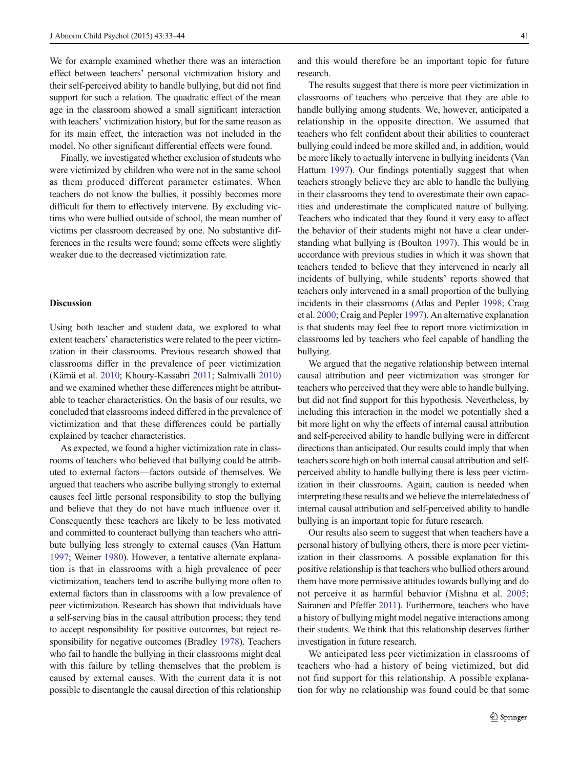We for example examined whether there was an interaction effect between teachers' personal victimization history and their self-perceived ability to handle bullying, but did not find support for such a relation. The quadratic effect of the mean age in the classroom showed a small significant interaction with teachers' victimization history, but for the same reason as for its main effect, the interaction was not included in the model. No other significant differential effects were found.

Finally, we investigated whether exclusion of students who were victimized by children who were not in the same school as them produced different parameter estimates. When teachers do not know the bullies, it possibly becomes more difficult for them to effectively intervene. By excluding victims who were bullied outside of school, the mean number of victims per classroom decreased by one. No substantive differences in the results were found; some effects were slightly weaker due to the decreased victimization rate.

## Discussion

Using both teacher and student data, we explored to what extent teachers' characteristics were related to the peer victimization in their classrooms. Previous research showed that classrooms differ in the prevalence of peer victimization (Kärnä et al. 2010; Khoury-Kassabri 2011; Salmivalli 2010) and we examined whether these differences might be attributable to teacher characteristics. On the basis of our results, we concluded that classrooms indeed differed in the prevalence of victimization and that these differences could be partially explained by teacher characteristics.

As expected, we found a higher victimization rate in classrooms of teachers who believed that bullying could be attributed to external factors—factors outside of themselves. We argued that teachers who ascribe bullying strongly to external causes feel little personal responsibility to stop the bullying and believe that they do not have much influence over it. Consequently these teachers are likely to be less motivated and committed to counteract bullying than teachers who attribute bullying less strongly to external causes (Van Hattum 1997; Weiner 1980). However, a tentative alternate explanation is that in classrooms with a high prevalence of peer victimization, teachers tend to ascribe bullying more often to external factors than in classrooms with a low prevalence of peer victimization. Research has shown that individuals have a self-serving bias in the causal attribution process; they tend to accept responsibility for positive outcomes, but reject responsibility for negative outcomes (Bradley 1978). Teachers who fail to handle the bullying in their classrooms might deal with this failure by telling themselves that the problem is caused by external causes. With the current data it is not possible to disentangle the causal direction of this relationship and this would therefore be an important topic for future research.

The results suggest that there is more peer victimization in classrooms of teachers who perceive that they are able to handle bullying among students. We, however, anticipated a relationship in the opposite direction. We assumed that teachers who felt confident about their abilities to counteract bullying could indeed be more skilled and, in addition, would be more likely to actually intervene in bullying incidents (Van Hattum 1997). Our findings potentially suggest that when teachers strongly believe they are able to handle the bullying in their classrooms they tend to overestimate their own capacities and underestimate the complicated nature of bullying. Teachers who indicated that they found it very easy to affect the behavior of their students might not have a clear understanding what bullying is (Boulton 1997). This would be in accordance with previous studies in which it was shown that teachers tended to believe that they intervened in nearly all incidents of bullying, while students' reports showed that teachers only intervened in a small proportion of the bullying incidents in their classrooms (Atlas and Pepler 1998; Craig et al. 2000; Craig and Pepler 1997). An alternative explanation is that students may feel free to report more victimization in classrooms led by teachers who feel capable of handling the bullying.

We argued that the negative relationship between internal causal attribution and peer victimization was stronger for teachers who perceived that they were able to handle bullying, but did not find support for this hypothesis. Nevertheless, by including this interaction in the model we potentially shed a bit more light on why the effects of internal causal attribution and self-perceived ability to handle bullying were in different directions than anticipated. Our results could imply that when teachers score high on both internal causal attribution and self-perceived ability to handle bullying there is less peer victimization in their classrooms. Again, caution is needed when interpreting these results and we believe the interrelatedness of internal causal attribution and self-perceived ability to handle bullying is an important topic for future research.

Our results also seem to suggest that when teachers have a personal history of bullying others, there is more peer victimization in their classrooms. A possible explanation for this positive relationship is that teachers who bullied others around them have more permissive attitudes towards bullying and do not perceive it as harmful behavior (Mishna et al. 2005; Sairanen and Pfeffer 2011). Furthermore, teachers who have a history of bullying might model negative interactions among their students. We think that this relationship deserves further investigation in future research.

We anticipated less peer victimization in classrooms of teachers who had a history of being victimized, but did not find support for this relationship. A possible explanation for why no relationship was found could be that some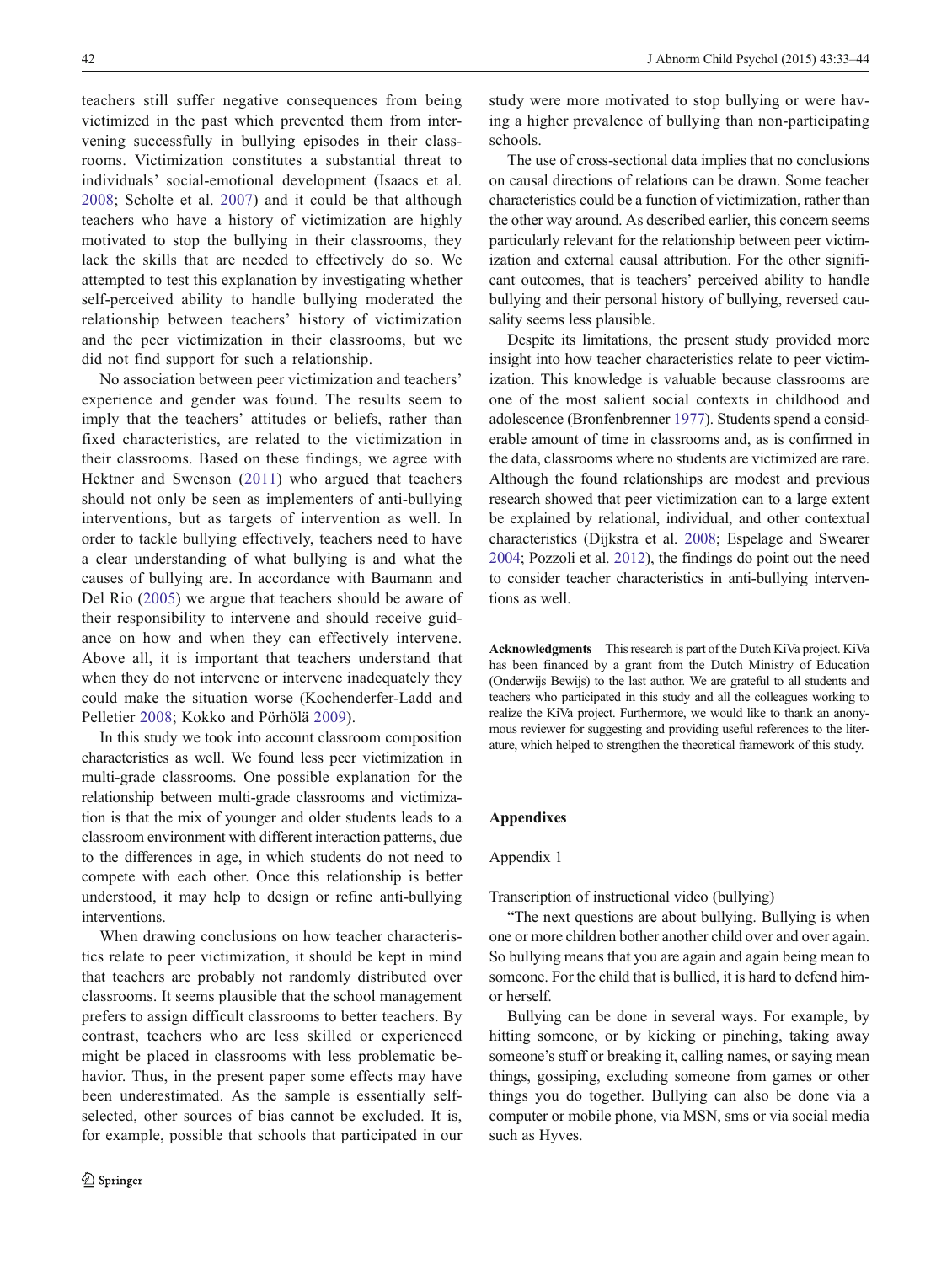teachers still suffer negative consequences from being victimized in the past which prevented them from intervening successfully in bullying episodes in their classrooms. Victimization constitutes a substantial threat to individuals' social-emotional development (Isaacs et al. 2008; Scholte et al. 2007) and it could be that although teachers who have a history of victimization are highly motivated to stop the bullying in their classrooms, they lack the skills that are needed to effectively do so. We attempted to test this explanation by investigating whether self-perceived ability to handle bullying moderated the relationship between teachers' history of victimization and the peer victimization in their classrooms, but we did not find support for such a relationship.

No association between peer victimization and teachers' experience and gender was found. The results seem to imply that the teachers' attitudes or beliefs, rather than fixed characteristics, are related to the victimization in their classrooms. Based on these findings, we agree with Hektner and Swenson (2011) who argued that teachers should not only be seen as implementers of anti-bullying interventions, but as targets of intervention as well. In order to tackle bullying effectively, teachers need to have a clear understanding of what bullying is and what the causes of bullying are. In accordance with Baumann and Del Rio (2005) we argue that teachers should be aware of their responsibility to intervene and should receive guidance on how and when they can effectively intervene. Above all, it is important that teachers understand that when they do not intervene or intervene inadequately they could make the situation worse (Kochenderfer-Ladd and Pelletier 2008; Kokko and Pörhölä 2009).

In this study we took into account classroom composition characteristics as well. We found less peer victimization in multi-grade classrooms. One possible explanation for the relationship between multi-grade classrooms and victimization is that the mix of younger and older students leads to a classroom environment with different interaction patterns, due to the differences in age, in which students do not need to compete with each other. Once this relationship is better understood, it may help to design or refine anti-bullying interventions.

When drawing conclusions on how teacher characteristics relate to peer victimization, it should be kept in mind that teachers are probably not randomly distributed over classrooms. It seems plausible that the school management prefers to assign difficult classrooms to better teachers. By contrast, teachers who are less skilled or experienced might be placed in classrooms with less problematic behavior. Thus, in the present paper some effects may have been underestimated. As the sample is essentially self-selected, other sources of bias cannot be excluded. It is, for example, possible that schools that participated in our study were more motivated to stop bullying or were having a higher prevalence of bullying than non-participating schools.

The use of cross-sectional data implies that no conclusions on causal directions of relations can be drawn. Some teacher characteristics could be a function of victimization, rather than the other way around. As described earlier, this concern seems particularly relevant for the relationship between peer victimization and external causal attribution. For the other significant outcomes, that is teachers' perceived ability to handle bullying and their personal history of bullying, reversed causality seems less plausible.

Despite its limitations, the present study provided more insight into how teacher characteristics relate to peer victimization. This knowledge is valuable because classrooms are one of the most salient social contexts in childhood and adolescence (Bronfenbrenner 1977). Students spend a considerable amount of time in classrooms and, as is confirmed in the data, classrooms where no students are victimized are rare. Although the found relationships are modest and previous research showed that peer victimization can to a large extent be explained by relational, individual, and other contextual characteristics (Dijkstra et al. 2008; Espelage and Swearer 2004; Pozzoli et al. 2012), the findings do point out the need to consider teacher characteristics in anti-bullying interventions as well.

**Acknowledgments** This research is part of the Dutch KiVa project. KiVa has been financed by a grant from the Dutch Ministry of Education (Onderwijs Bewijs) to the last author. We are grateful to all students and teachers who participated in this study and all the colleagues working to realize the KiVa project. Furthermore, we would like to thank an anonymous reviewer for suggesting and providing useful references to the literature, which helped to strengthen the theoretical framework of this study.

## Appendixes

### Appendix 1

Transcription of instructional video (bullying)

"The next questions are about bullying. Bullying is when one or more children bother another child over and over again. So bullying means that you are again and again being mean to someone. For the child that is bullied, it is hard to defend him- or herself.

Bullying can be done in several ways. For example, by hitting someone, or by kicking or pinching, taking away someone's stuff or breaking it, calling names, or saying mean things, gossiping, excluding someone from games or other things you do together. Bullying can also be done via a computer or mobile phone, via MSN, sms or via social media such as Hyves.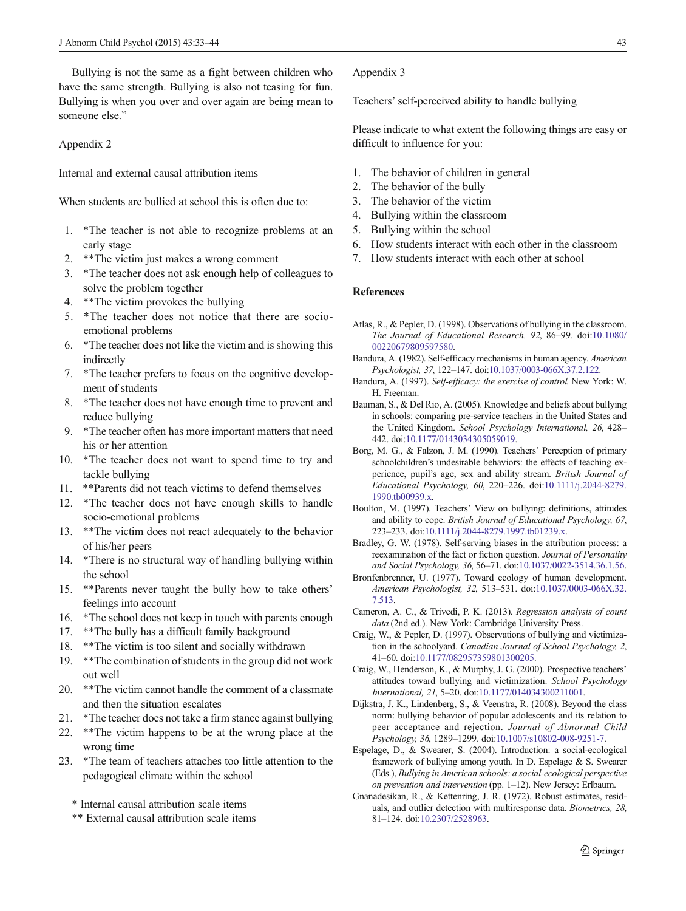Bullying is not the same as a fight between children who have the same strength. Bullying is also not teasing for fun. Bullying is when you over and over again are being mean to someone else."

Appendix 2

Internal and external causal attribution items

When students are bullied at school this is often due to:

1. *The teacher is not able to recognize problems at an early stage
2. **The victim just makes a wrong comment
3. *The teacher does not ask enough help of colleagues to solve the problem together
4. **The victim provokes the bullying
5. *The teacher does not notice that there are socio-emotional problems
6. *The teacher does not like the victim and is showing this indirectly
7. *The teacher prefers to focus on the cognitive development of students
8. *The teacher does not have enough time to prevent and reduce bullying
9. *The teacher often has more important matters that need his or her attention
10. *The teacher does not want to spend time to try and tackle bullying
11. **Parents did not teach victims to defend themselves
12. *The teacher does not have enough skills to handle socio-emotional problems
13. **The victim does not react adequately to the behavior of his/her peers
14. *There is no structural way of handling bullying within the school
15. **Parents never taught the bully how to take others' feelings into account
16. *The school does not keep in touch with parents enough
17. **The bully has a difficult family background
18. **The victim is too silent and socially withdrawn
19. **The combination of students in the group did not work out well
20. **The victim cannot handle the comment of a classmate and then the situation escalates
21. *The teacher does not take a firm stance against bullying
22. **The victim happens to be at the wrong place at the wrong time
23. *The team of teachers attaches too little attention to the pedagogical climate within the school

\* Internal causal attribution scale items

\** External causal attribution scale items

Appendix 3

Teachers' self-perceived ability to handle bullying

Please indicate to what extent the following things are easy or difficult to influence for you:

1. The behavior of children in general
2. The behavior of the bully
3. The behavior of the victim
4. Bullying within the classroom
5. Bullying within the school
6. How students interact with each other in the classroom
7. How students interact with each other at school

## References

Atlas, R., & Pepler, D. (1998). Observations of bullying in the classroom. *The Journal of Educational Research, 92*, 86–99. doi:10.1080/00220679809597580.

Bandura, A. (1982). Self-efficacy mechanisms in human agency. *American Psychologist, 37*, 122–147. doi:10.1037/0003-066X.37.2.122.

Bandura, A. (1997). *Self-efficacy: the exercise of control*. New York: W. H. Freeman.

Bauman, S., & Del Rio, A. (2005). Knowledge and beliefs about bullying in schools: comparing pre-service teachers in the United States and the United Kingdom. *School Psychology International, 26*, 428–442. doi:10.1177/0143034305059019.

Borg, M. G., & Falzon, J. M. (1990). Teachers' Perception of primary schoolchildren's undesirable behaviors: the effects of teaching experience, pupil's age, sex and ability stream. *British Journal of Educational Psychology, 60*, 220–226. doi:10.1111/j.2044-8279.1990.tb00939.x.

Boulton, M. (1997). Teachers' View on bullying: definitions, attitudes and ability to cope. *British Journal of Educational Psychology, 67*, 223–233. doi:10.1111/j.2044-8279.1997.tb01239.x.

Bradley, G. W. (1978). Self-serving biases in the attribution process: a reexamination of the fact or fiction question. *Journal of Personality and Social Psychology, 36*, 56–71. doi:10.1037/0022-3514.36.1.56.

Bronfenbrenner, U. (1977). Toward ecology of human development. *American Psychologist, 32*, 513–531. doi:10.1037/0003-066X.32.7.513.

Cameron, A. C., & Trivedi, P. K. (2013). *Regression analysis of count data* (2nd ed.). New York: Cambridge University Press.

Craig, W., & Pepler, D. (1997). Observations of bullying and victimization in the schoolyard. *Canadian Journal of School Psychology, 2*, 41–60. doi:10.1177/082957359801300205.

Craig, W., Henderson, K., & Murphy, J. G. (2000). Prospective teachers' attitudes toward bullying and victimization. *School Psychology International, 21*, 5–20. doi:10.1177/014034300211001.

Dijkstra, J. K., Lindenberg, S., & Veenstra, R. (2008). Beyond the class norm: bullying behavior of popular adolescents and its relation to peer acceptance and rejection. *Journal of Abnormal Child Psychology, 36*, 1289–1299. doi:10.1007/s10802-008-9251-7.

Espelage, D., & Swearer, S. (2004). Introduction: a social-ecological framework of bullying among youth. In D. Espelage & S. Swearer (Eds.), *Bullying in American schools: a social-ecological perspective on prevention and intervention* (pp. 1–12). New Jersey: Erlbaum.

Gnanadesikan, R., & Kettenring, J. R. (1972). Robust estimates, residuals, and outlier detection with multiresponse data. *Biometrics, 28*, 81–124. doi:10.2307/2528963.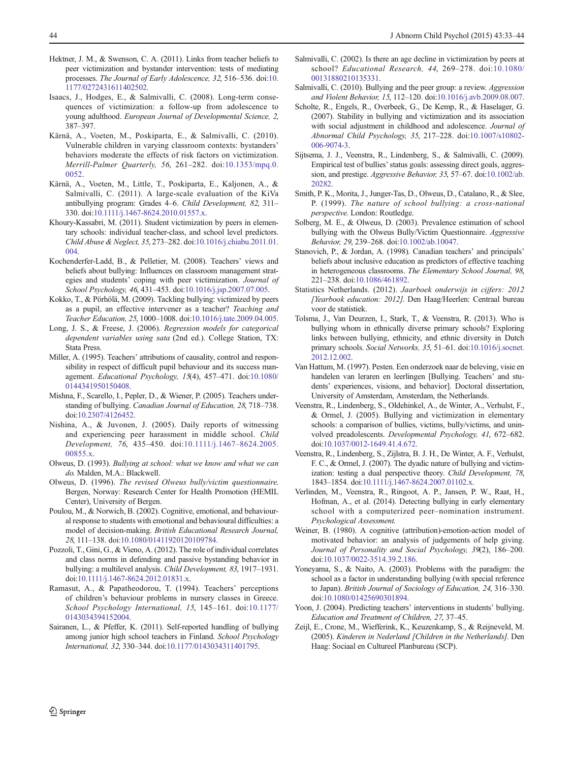Hektner, J. M., & Swenson, C. A. (2011). Links from teacher beliefs to peer victimization and bystander intervention: tests of mediating processes. *The Journal of Early Adolescence, 32*, 516–536. doi:10.1177/0272431611402502.

Isaacs, J., Hodges, E., & Salmivalli, C. (2008). Long-term consequences of victimization: a follow-up from adolescence to young adulthood. *European Journal of Developmental Science, 2*, 387–397.

Kärnä, A., Voeten, M., Poskiparta, E., & Salmivalli, C. (2010). Vulnerable children in varying classroom contexts: bystanders' behaviors moderate the effects of risk factors on victimization. *Merrill-Palmer Quarterly, 56*, 261–282. doi:10.1353/mpq.0.0052.

Kärnä, A., Voeten, M., Little, T., Poskiparta, E., Kaljonen, A., & Salmivalli, C. (2011). A large-scale evaluation of the KiVa antibullying program: Grades 4–6. *Child Development, 82*, 311–330. doi:10.1111/j.1467-8624.2010.01557.x.

Khoury-Kassabri, M. (2011). Student victimization by peers in elementary schools: individual teacher-class, and school level predictors. *Child Abuse & Neglect, 35*, 273–282. doi:10.1016/j.chiabu.2011.01.004.

Kochenderfer-Ladd, B., & Pelletier, M. (2008). Teachers' views and beliefs about bullying: Influences on classroom management strategies and students' coping with peer victimization. *Journal of School Psychology, 46*, 431–453. doi:10.1016/j.jsp.2007.07.005.

Kokko, T., & Pörhölä, M. (2009). Tackling bullying: victimized by peers as a pupil, an effective intervener as a teacher? *Teaching and Teacher Education, 25*, 1000–1008. doi:10.1016/j.tate.2009.04.005.

Long, J. S., & Freese, J. (2006). *Regression models for categorical dependent variables using sata* (2nd ed.). College Station, TX: Stata Press.

Miller, A. (1995). Teachers' attributions of causality, control and responsibility in respect of difficult pupil behaviour and its success management. *Educational Psychology, 15*(4), 457–471. doi:10.1080/0144341950150408.

Mishna, F., Scarello, I., Pepler, D., & Wiener, P. (2005). Teachers understanding of bullying. *Canadian Journal of Education, 28*, 718–738. doi:10.2307/4126452.

Nishina, A., & Juvonen, J. (2005). Daily reports of witnessing and experiencing peer harassment in middle school. *Child Development, 76*, 435–450. doi:10.1111/j.1467–8624.2005.00855.x.

Olweus, D. (1993). *Bullying at school: what we know and what we can do*. Malden, M.A.: Blackwell.

Olweus, D. (1996). *The revised Olweus bully/victim questionnaire*. Bergen, Norway: Research Center for Health Promotion (HEMIL Center), University of Bergen.

Poulou, M., & Norwich, B. (2002). Cognitive, emotional, and behavioural response to students with emotional and behavioural difficulties: a model of decision-making. *British Educational Research Journal, 28*, 111–138. doi:10.1080/01411920120109784.

Pozzoli, T., Gini, G., & Vieno, A. (2012). The role of individual correlates and class norms in defending and passive bystanding behavior in bullying: a multilevel analysis. *Child Development, 83*, 1917–1931. doi:10.1111/j.1467-8624.2012.01831.x.

Ramasut, A., & Papatheodorou, T. (1994). Teachers' perceptions of children's behaviour problems in nursery classes in Greece. *School Psychology International, 15*, 145–161. doi:10.1177/0143034394152004.

Sairanen, L., & Pfeffer, K. (2011). Self-reported handling of bullying among junior high school teachers in Finland. *School Psychology International, 32*, 330–344. doi:10.1177/0143034311401795.

Salmivalli, C. (2002). Is there an age decline in victimization by peers at school? *Educational Research, 44*, 269–278. doi:10.1080/00131880210135331.

Salmivalli, C. (2010). Bullying and the peer group: a review. *Aggression and Violent Behavior, 15*, 112–120. doi:10.1016/j.avb.2009.08.007.

Scholte, R., Engels, R., Overbeek, G., De Kemp, R., & Haselager, G. (2007). Stability in bullying and victimization and its association with social adjustment in childhood and adolescence. *Journal of Abnormal Child Psychology, 35*, 217–228. doi:10.1007/s10802-006-9074-3.

Sijtsema, J. J., Veenstra, R., Lindenberg, S., & Salmivalli, C. (2009). Empirical test of bullies' status goals: assessing direct goals, aggression, and prestige. *Aggressive Behavior, 35*, 57–67. doi:10.1002/ab.20282.

Smith, P. K., Morita, J., Junger-Tas, D., Olweus, D., Catalano, R., & Slee, P. (1999). *The nature of school bullying: a cross-national perspective*. London: Routledge.

Solberg, M. E., & Olweus, D. (2003). Prevalence estimation of school bullying with the Olweus Bully/Victim Questionnaire. *Aggressive Behavior, 29*, 239–268. doi:10.1002/ab.10047.

Stanovich, P., & Jordan, A. (1998). Canadian teachers' and principals' beliefs about inclusive education as predictors of effective teaching in heterogeneous classrooms. *The Elementary School Journal, 98*, 221–238. doi:10.1086/461892.

Statistics Netherlands. (2012). *Jaarboek onderwijs in cijfers: 2012 [Yearbook education: 2012]*. Den Haag/Heerlen: Centraal bureau voor de statistiek.

Tolsma, J., Van Deurzen, I., Stark, T., & Veenstra, R. (2013). Who is bullying whom in ethnically diverse primary schools? Exploring links between bullying, ethnicity, and ethnic diversity in Dutch primary schools. *Social Networks, 35*, 51–61. doi:10.1016/j.socnet.2012.12.002.

Van Hattum, M. (1997). Pesten. Een onderzoek naar de beleving, visie en handelen van leraren en leerlingen [Bullying. Teachers' and students' experiences, visions, and behavior]. Doctoral dissertation, University of Amsterdam, Amsterdam, the Netherlands.

Veenstra, R., Lindenberg, S., Oldehinkel, A., de Winter, A., Verhulst, F., & Ormel, J. (2005). Bullying and victimization in elementary schools: a comparison of bullies, victims, bully/victims, and uninvolved preadolescents. *Developmental Psychology, 41*, 672–682. doi:10.1037/0012-1649.41.4.672.

Veenstra, R., Lindenberg, S., Zijlstra, B. J. H., De Winter, A. F., Verhulst, F. C., & Ormel, J. (2007). The dyadic nature of bullying and victimization: testing a dual perspective theory. *Child Development, 78*, 1843–1854. doi:10.1111/j.1467-8624.2007.01102.x.

Verlinden, M., Veenstra, R., Ringoot, A. P., Jansen, P. W., Raat, H., Hofman, A., et al. (2014). Detecting bullying in early elementary school with a computerized peer–nomination instrument. *Psychological Assessment*.

Weiner, B. (1980). A cognitive (attribution)-emotion-action model of motivated behavior: an analysis of judgements of help giving. *Journal of Personality and Social Psychology, 39*(2), 186–200. doi:10.1037/0022-3514.39.2.186.

Yoneyama, S., & Naito, A. (2003). Problems with the paradigm: the school as a factor in understanding bullying (with special reference to Japan). *British Journal of Sociology of Education, 24*, 316–330. doi:10.1080/01425690301894.

Yoon, J. (2004). Predicting teachers' interventions in students' bullying. *Education and Treatment of Children, 27*, 37–45.

Zeijl, E., Crone, M., Wiefferink, K., Keuzenkamp, S., & Reijneveld, M. (2005). *Kinderen in Nederland [Children in the Netherlands]*. Den Haag: Sociaal en Cultureel Planbureau (SCP).